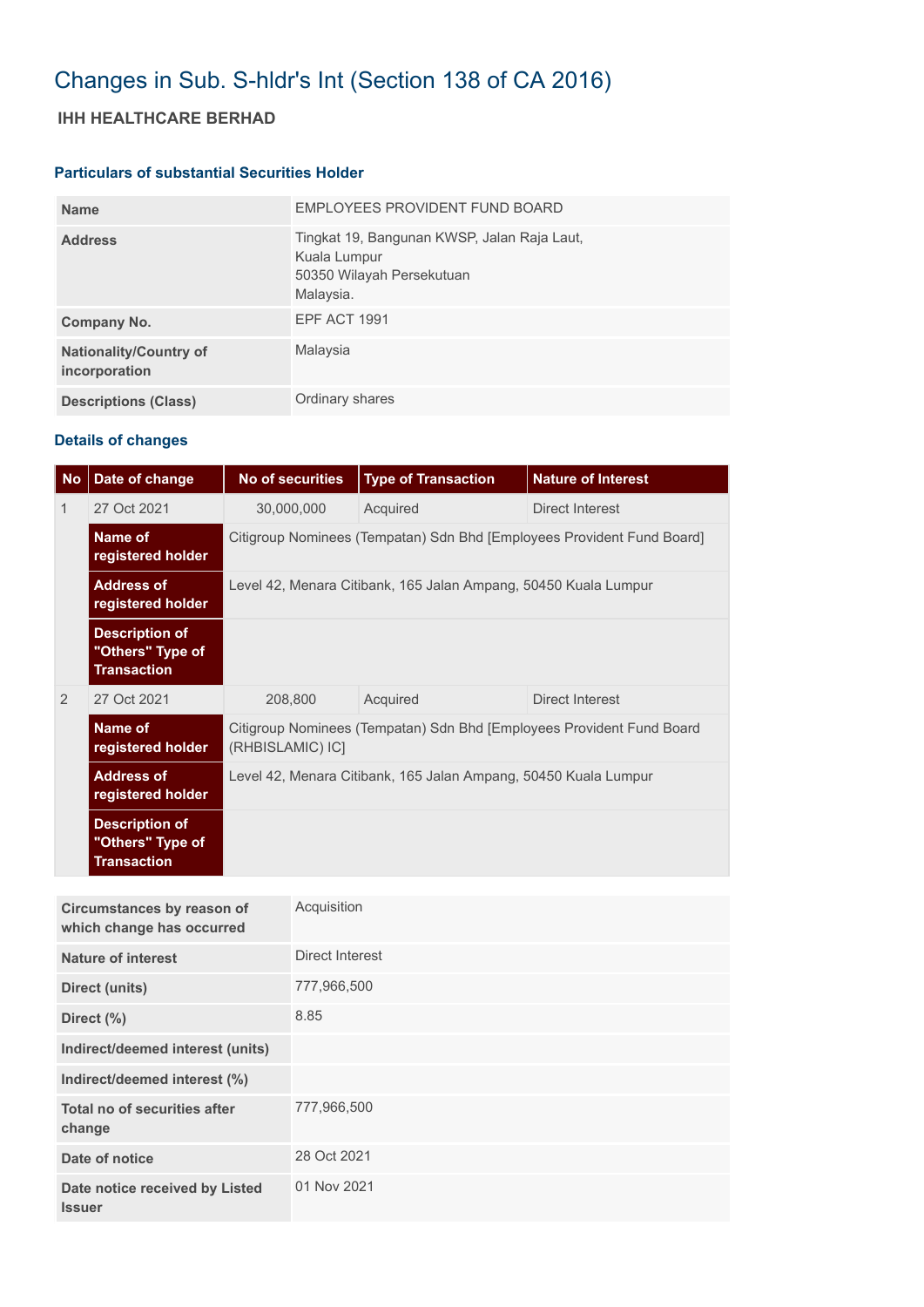# Changes in Sub. S-hldr's Int (Section 138 of CA 2016)

## IHH HEALTHCARE BERHAD

### Particulars of substantial Securities Holder

| | |
|---|---|
| **Name** | EMPLOYEES PROVIDENT FUND BOARD |
| **Address** | Tingkat 19, Bangunan KWSP, Jalan Raja Laut,<br>Kuala Lumpur<br>50350 Wilayah Persekutuan<br>Malaysia. |
| **Company No.** | EPF ACT 1991 |
| **Nationality/Country of incorporation** | Malaysia |
| **Descriptions (Class)** | Ordinary shares |

### Details of changes

| No | Date of change | No of securities | Type of Transaction | Nature of Interest |
|---|---|---|---|---|
| 1 | 27 Oct 2021 | 30,000,000 | Acquired | Direct Interest |
| | **Name of registered holder** | Citigroup Nominees (Tempatan) Sdn Bhd [Employees Provident Fund Board] | | |
| | **Address of registered holder** | Level 42, Menara Citibank, 165 Jalan Ampang, 50450 Kuala Lumpur | | |
| | **Description of "Others" Type of Transaction** | | | |
| 2 | 27 Oct 2021 | 208,800 | Acquired | Direct Interest |
| | **Name of registered holder** | Citigroup Nominees (Tempatan) Sdn Bhd [Employees Provident Fund Board (RHBISLAMIC) IC] | | |
| | **Address of registered holder** | Level 42, Menara Citibank, 165 Jalan Ampang, 50450 Kuala Lumpur | | |
| | **Description of "Others" Type of Transaction** | | | |

| | |
|---|---|
| **Circumstances by reason of which change has occurred** | Acquisition |
| **Nature of interest** | Direct Interest |
| **Direct (units)** | 777,966,500 |
| **Direct (%)** | 8.85 |
| **Indirect/deemed interest (units)** | |
| **Indirect/deemed interest (%)** | |
| **Total no of securities after change** | 777,966,500 |
| **Date of notice** | 28 Oct 2021 |
| **Date notice received by Listed Issuer** | 01 Nov 2021 |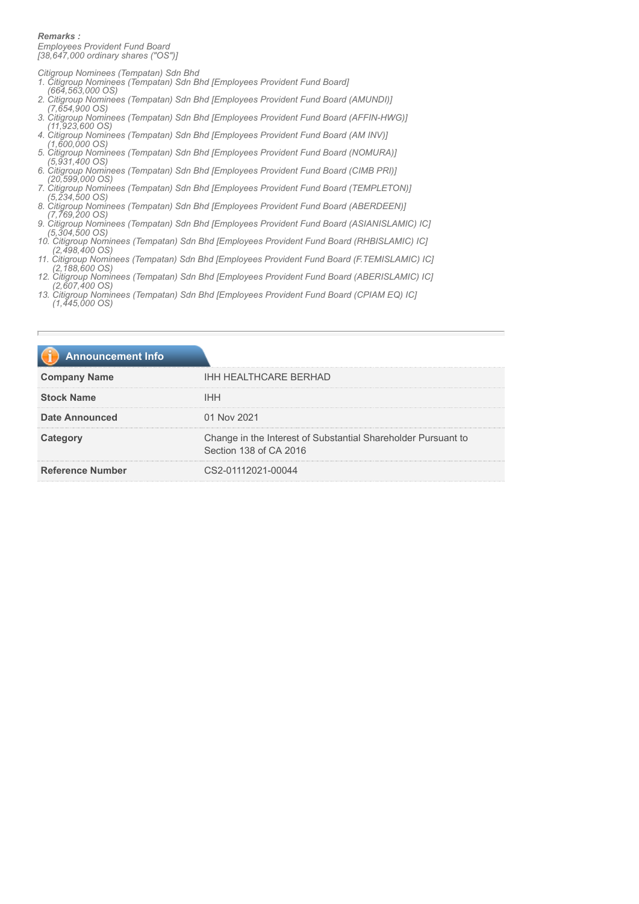***Remarks :***
*Employees Provident Fund Board*
*[38,647,000 ordinary shares ("OS")]*

*Citigroup Nominees (Tempatan) Sdn Bhd*

1. *Citigroup Nominees (Tempatan) Sdn Bhd [Employees Provident Fund Board]*
   *(664,563,000 OS)*
2. *Citigroup Nominees (Tempatan) Sdn Bhd [Employees Provident Fund Board (AMUNDI)]*
   *(7,654,900 OS)*
3. *Citigroup Nominees (Tempatan) Sdn Bhd [Employees Provident Fund Board (AFFIN-HWG)]*
   *(11,923,600 OS)*
4. *Citigroup Nominees (Tempatan) Sdn Bhd [Employees Provident Fund Board (AM INV)]*
   *(1,600,000 OS)*
5. *Citigroup Nominees (Tempatan) Sdn Bhd [Employees Provident Fund Board (NOMURA)]*
   *(5,931,400 OS)*
6. *Citigroup Nominees (Tempatan) Sdn Bhd [Employees Provident Fund Board (CIMB PRI)]*
   *(20,599,000 OS)*
7. *Citigroup Nominees (Tempatan) Sdn Bhd [Employees Provident Fund Board (TEMPLETON)]*
   *(5,234,500 OS)*
8. *Citigroup Nominees (Tempatan) Sdn Bhd [Employees Provident Fund Board (ABERDEEN)]*
   *(7,769,200 OS)*
9. *Citigroup Nominees (Tempatan) Sdn Bhd [Employees Provident Fund Board (ASIANISLAMIC) IC]*
   *(5,304,500 OS)*
10. *Citigroup Nominees (Tempatan) Sdn Bhd [Employees Provident Fund Board (RHBISLAMIC) IC]*
    *(2,498,400 OS)*
11. *Citigroup Nominees (Tempatan) Sdn Bhd [Employees Provident Fund Board (F.TEMISLAMIC) IC]*
    *(2,188,600 OS)*
12. *Citigroup Nominees (Tempatan) Sdn Bhd [Employees Provident Fund Board (ABERISLAMIC) IC]*
    *(2,607,400 OS)*
13. *Citigroup Nominees (Tempatan) Sdn Bhd [Employees Provident Fund Board (CPIAM EQ) IC]*
    *(1,445,000 OS)*

## Announcement Info

| | |
|---|---|
| **Company Name** | IHH HEALTHCARE BERHAD |
| **Stock Name** | IHH |
| **Date Announced** | 01 Nov 2021 |
| **Category** | Change in the Interest of Substantial Shareholder Pursuant to Section 138 of CA 2016 |
| **Reference Number** | CS2-01112021-00044 |